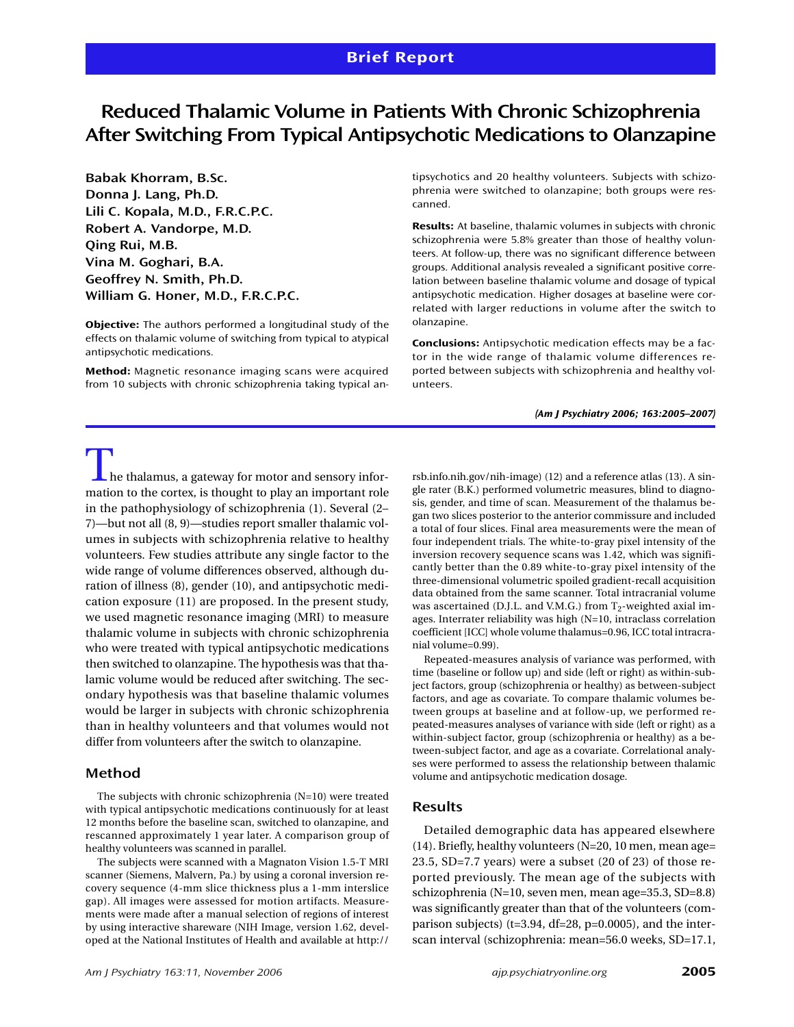Brief Report

# Reduced Thalamic Volume in Patients With Chronic Schizophrenia After Switching From Typical Antipsychotic Medications to Olanzapine

**Babak Khorram, B.Sc.**
**Donna J. Lang, Ph.D.**
**Lili C. Kopala, M.D., F.R.C.P.C.**
**Robert A. Vandorpe, M.D.**
**Qing Rui, M.B.**
**Vina M. Goghari, B.A.**
**Geoffrey N. Smith, Ph.D.**
**William G. Honer, M.D., F.R.C.P.C.**

**Objective:** The authors performed a longitudinal study of the effects on thalamic volume of switching from typical to atypical antipsychotic medications.

**Method:** Magnetic resonance imaging scans were acquired from 10 subjects with chronic schizophrenia taking typical antipsychotics and 20 healthy volunteers. Subjects with schizophrenia were switched to olanzapine; both groups were rescanned.

**Results:** At baseline, thalamic volumes in subjects with chronic schizophrenia were 5.8% greater than those of healthy volunteers. At follow-up, there was no significant difference between groups. Additional analysis revealed a significant positive correlation between baseline thalamic volume and dosage of typical antipsychotic medication. Higher dosages at baseline were correlated with larger reductions in volume after the switch to olanzapine.

**Conclusions:** Antipsychotic medication effects may be a factor in the wide range of thalamic volume differences reported between subjects with schizophrenia and healthy volunteers.

*(Am J Psychiatry 2006; 163:2005–2007)*

The thalamus, a gateway for motor and sensory information to the cortex, is thought to play an important role in the pathophysiology of schizophrenia (1). Several (2–7)—but not all (8, 9)—studies report smaller thalamic volumes in subjects with schizophrenia relative to healthy volunteers. Few studies attribute any single factor to the wide range of volume differences observed, although duration of illness (8), gender (10), and antipsychotic medication exposure (11) are proposed. In the present study, we used magnetic resonance imaging (MRI) to measure thalamic volume in subjects with chronic schizophrenia who were treated with typical antipsychotic medications then switched to olanzapine. The hypothesis was that thalamic volume would be reduced after switching. The secondary hypothesis was that baseline thalamic volumes would be larger in subjects with chronic schizophrenia than in healthy volunteers and that volumes would not differ from volunteers after the switch to olanzapine.

## Method

The subjects with chronic schizophrenia (N=10) were treated with typical antipsychotic medications continuously for at least 12 months before the baseline scan, switched to olanzapine, and rescanned approximately 1 year later. A comparison group of healthy volunteers was scanned in parallel.

The subjects were scanned with a Magnaton Vision 1.5-T MRI scanner (Siemens, Malvern, Pa.) by using a coronal inversion recovery sequence (4-mm slice thickness plus a 1-mm interslice gap). All images were assessed for motion artifacts. Measurements were made after a manual selection of regions of interest by using interactive shareware (NIH Image, version 1.62, developed at the National Institutes of Health and available at http://rsb.info.nih.gov/nih-image) (12) and a reference atlas (13). A single rater (B.K.) performed volumetric measures, blind to diagnosis, gender, and time of scan. Measurement of the thalamus began two slices posterior to the anterior commissure and included a total of four slices. Final area measurements were the mean of four independent trials. The white-to-gray pixel intensity of the inversion recovery sequence scans was 1.42, which was significantly better than the 0.89 white-to-gray pixel intensity of the three-dimensional volumetric spoiled gradient-recall acquisition data obtained from the same scanner. Total intracranial volume was ascertained (D.J.L. and V.M.G.) from $T_2$-weighted axial images. Interrater reliability was high (N=10, intraclass correlation coefficient [ICC] whole volume thalamus=0.96, ICC total intracranial volume=0.99).

Repeated-measures analysis of variance was performed, with time (baseline or follow up) and side (left or right) as within-subject factors, group (schizophrenia or healthy) as between-subject factors, and age as covariate. To compare thalamic volumes between groups at baseline and at follow-up, we performed repeated-measures analyses of variance with side (left or right) as a within-subject factor, group (schizophrenia or healthy) as a between-subject factor, and age as a covariate. Correlational analyses were performed to assess the relationship between thalamic volume and antipsychotic medication dosage.

## Results

Detailed demographic data has appeared elsewhere (14). Briefly, healthy volunteers (N=20, 10 men, mean age=23.5, SD=7.7 years) were a subset (20 of 23) of those reported previously. The mean age of the subjects with schizophrenia (N=10, seven men, mean age=35.3, SD=8.8) was significantly greater than that of the volunteers (comparison subjects) ($t$=3.94, df=28, $p$=0.0005), and the interscan interval (schizophrenia: mean=56.0 weeks, SD=17.1,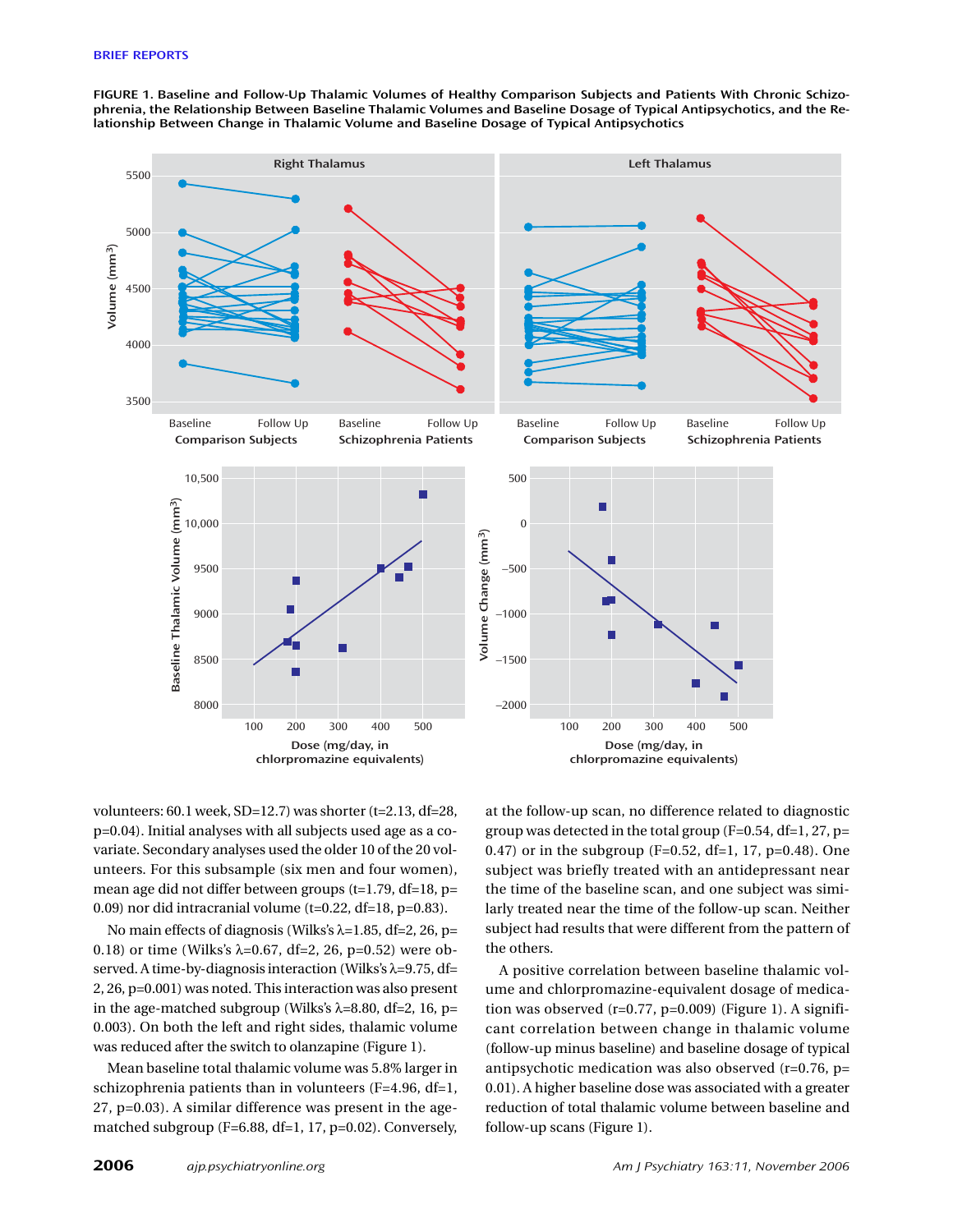FIGURE 1. Baseline and Follow-Up Thalamic Volumes of Healthy Comparison Subjects and Patients With Chronic Schizophrenia, the Relationship Between Baseline Thalamic Volumes and Baseline Dosage of Typical Antipsychotics, and the Relationship Between Change in Thalamic Volume and Baseline Dosage of Typical Antipsychotics

volunteers: 60.1 week, SD=12.7) was shorter (t=2.13, df=28, p=0.04). Initial analyses with all subjects used age as a covariate. Secondary analyses used the older 10 of the 20 volunteers. For this subsample (six men and four women), mean age did not differ between groups (t=1.79, df=18, p=0.09) nor did intracranial volume (t=0.22, df=18, p=0.83).

No main effects of diagnosis (Wilks's λ=1.85, df=2, 26, p=0.18) or time (Wilks's λ=0.67, df=2, 26, p=0.52) were observed. A time-by-diagnosis interaction (Wilks's λ=9.75, df=2, 26, p=0.001) was noted. This interaction was also present in the age-matched subgroup (Wilks's λ=8.80, df=2, 16, p=0.003). On both the left and right sides, thalamic volume was reduced after the switch to olanzapine (Figure 1).

Mean baseline total thalamic volume was 5.8% larger in schizophrenia patients than in volunteers (F=4.96, df=1, 27, p=0.03). A similar difference was present in the age-matched subgroup (F=6.88, df=1, 17, p=0.02). Conversely, at the follow-up scan, no difference related to diagnostic group was detected in the total group (F=0.54, df=1, 27, p=0.47) or in the subgroup (F=0.52, df=1, 17, p=0.48). One subject was briefly treated with an antidepressant near the time of the baseline scan, and one subject was similarly treated near the time of the follow-up scan. Neither subject had results that were different from the pattern of the others.

A positive correlation between baseline thalamic volume and chlorpromazine-equivalent dosage of medication was observed (r=0.77, p=0.009) (Figure 1). A significant correlation between change in thalamic volume (follow-up minus baseline) and baseline dosage of typical antipsychotic medication was also observed (r=0.76, p=0.01). A higher baseline dose was associated with a greater reduction of total thalamic volume between baseline and follow-up scans (Figure 1).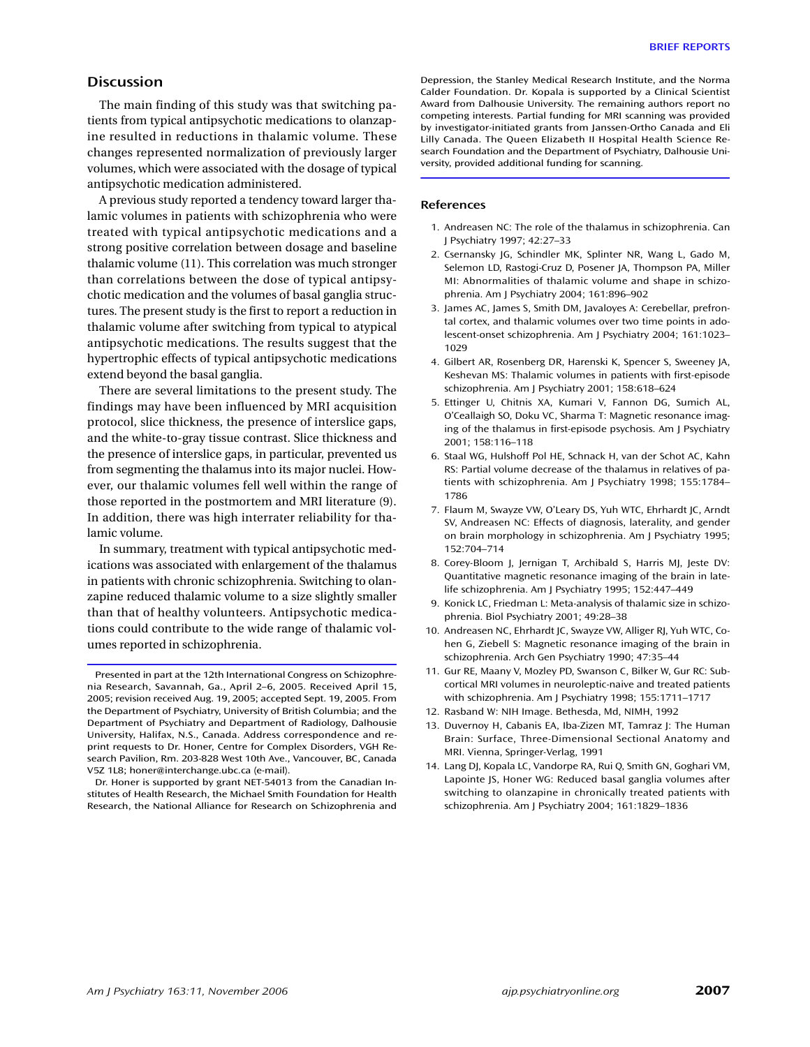## Discussion

The main finding of this study was that switching patients from typical antipsychotic medications to olanzapine resulted in reductions in thalamic volume. These changes represented normalization of previously larger volumes, which were associated with the dosage of typical antipsychotic medication administered.

A previous study reported a tendency toward larger thalamic volumes in patients with schizophrenia who were treated with typical antipsychotic medications and a strong positive correlation between dosage and baseline thalamic volume (11). This correlation was much stronger than correlations between the dose of typical antipsychotic medication and the volumes of basal ganglia structures. The present study is the first to report a reduction in thalamic volume after switching from typical to atypical antipsychotic medications. The results suggest that the hypertrophic effects of typical antipsychotic medications extend beyond the basal ganglia.

There are several limitations to the present study. The findings may have been influenced by MRI acquisition protocol, slice thickness, the presence of interslice gaps, and the white-to-gray tissue contrast. Slice thickness and the presence of interslice gaps, in particular, prevented us from segmenting the thalamus into its major nuclei. However, our thalamic volumes fell well within the range of those reported in the postmortem and MRI literature (9). In addition, there was high interrater reliability for thalamic volume.

In summary, treatment with typical antipsychotic medications was associated with enlargement of the thalamus in patients with chronic schizophrenia. Switching to olanzapine reduced thalamic volume to a size slightly smaller than that of healthy volunteers. Antipsychotic medications could contribute to the wide range of thalamic volumes reported in schizophrenia.

Presented in part at the 12th International Congress on Schizophrenia Research, Savannah, Ga., April 2–6, 2005. Received April 15, 2005; revision received Aug. 19, 2005; accepted Sept. 19, 2005. From the Department of Psychiatry, University of British Columbia; and the Department of Psychiatry and Department of Radiology, Dalhousie University, Halifax, N.S., Canada. Address correspondence and reprint requests to Dr. Honer, Centre for Complex Disorders, VGH Research Pavilion, Rm. 203-828 West 10th Ave., Vancouver, BC, Canada V5Z 1L8; honer@interchange.ubc.ca (e-mail).

Dr. Honer is supported by grant NET-54013 from the Canadian Institutes of Health Research, the Michael Smith Foundation for Health Research, the National Alliance for Research on Schizophrenia and Depression, the Stanley Medical Research Institute, and the Norma Calder Foundation. Dr. Kopala is supported by a Clinical Scientist Award from Dalhousie University. The remaining authors report no competing interests. Partial funding for MRI scanning was provided by investigator-initiated grants from Janssen-Ortho Canada and Eli Lilly Canada. The Queen Elizabeth II Hospital Health Science Research Foundation and the Department of Psychiatry, Dalhousie University, provided additional funding for scanning.

## References

1. Andreasen NC: The role of the thalamus in schizophrenia. Can J Psychiatry 1997; 42:27–33
2. Csernansky JG, Schindler MK, Splinter NR, Wang L, Gado M, Selemon LD, Rastogi-Cruz D, Posener JA, Thompson PA, Miller MI: Abnormalities of thalamic volume and shape in schizophrenia. Am J Psychiatry 2004; 161:896–902
3. James AC, James S, Smith DM, Javaloyes A: Cerebellar, prefrontal cortex, and thalamic volumes over two time points in adolescent-onset schizophrenia. Am J Psychiatry 2004; 161:1023–1029
4. Gilbert AR, Rosenberg DR, Harenski K, Spencer S, Sweeney JA, Keshevan MS: Thalamic volumes in patients with first-episode schizophrenia. Am J Psychiatry 2001; 158:618–624
5. Ettinger U, Chitnis XA, Kumari V, Fannon DG, Sumich AL, O'Ceallaigh SO, Doku VC, Sharma T: Magnetic resonance imaging of the thalamus in first-episode psychosis. Am J Psychiatry 2001; 158:116–118
6. Staal WG, Hulshoff Pol HE, Schnack H, van der Schot AC, Kahn RS: Partial volume decrease of the thalamus in relatives of patients with schizophrenia. Am J Psychiatry 1998; 155:1784–1786
7. Flaum M, Swayze VW, O'Leary DS, Yuh WTC, Ehrhardt JC, Arndt SV, Andreasen NC: Effects of diagnosis, laterality, and gender on brain morphology in schizophrenia. Am J Psychiatry 1995; 152:704–714
8. Corey-Bloom J, Jernigan T, Archibald S, Harris MJ, Jeste DV: Quantitative magnetic resonance imaging of the brain in late-life schizophrenia. Am J Psychiatry 1995; 152:447–449
9. Konick LC, Friedman L: Meta-analysis of thalamic size in schizophrenia. Biol Psychiatry 2001; 49:28–38
10. Andreasen NC, Ehrhardt JC, Swayze VW, Alliger RJ, Yuh WTC, Cohen G, Ziebell S: Magnetic resonance imaging of the brain in schizophrenia. Arch Gen Psychiatry 1990; 47:35–44
11. Gur RE, Maany V, Mozley PD, Swanson C, Bilker W, Gur RC: Subcortical MRI volumes in neuroleptic-naive and treated patients with schizophrenia. Am J Psychiatry 1998; 155:1711–1717
12. Rasband W: NIH Image. Bethesda, Md, NIH, NIMH, 1992
13. Duvernoy H, Cabanis EA, Iba-Zizen MT, Tamraz J: The Human Brain: Surface, Three-Dimensional Sectional Anatomy and MRI. Vienna, Springer-Verlag, 1991
14. Lang DJ, Kopala LC, Vandorpe RA, Rui Q, Smith GN, Goghari VM, Lapointe JS, Honer WG: Reduced basal ganglia volumes after switching to olanzapine in chronically treated patients with schizophrenia. Am J Psychiatry 2004; 161:1829–1836